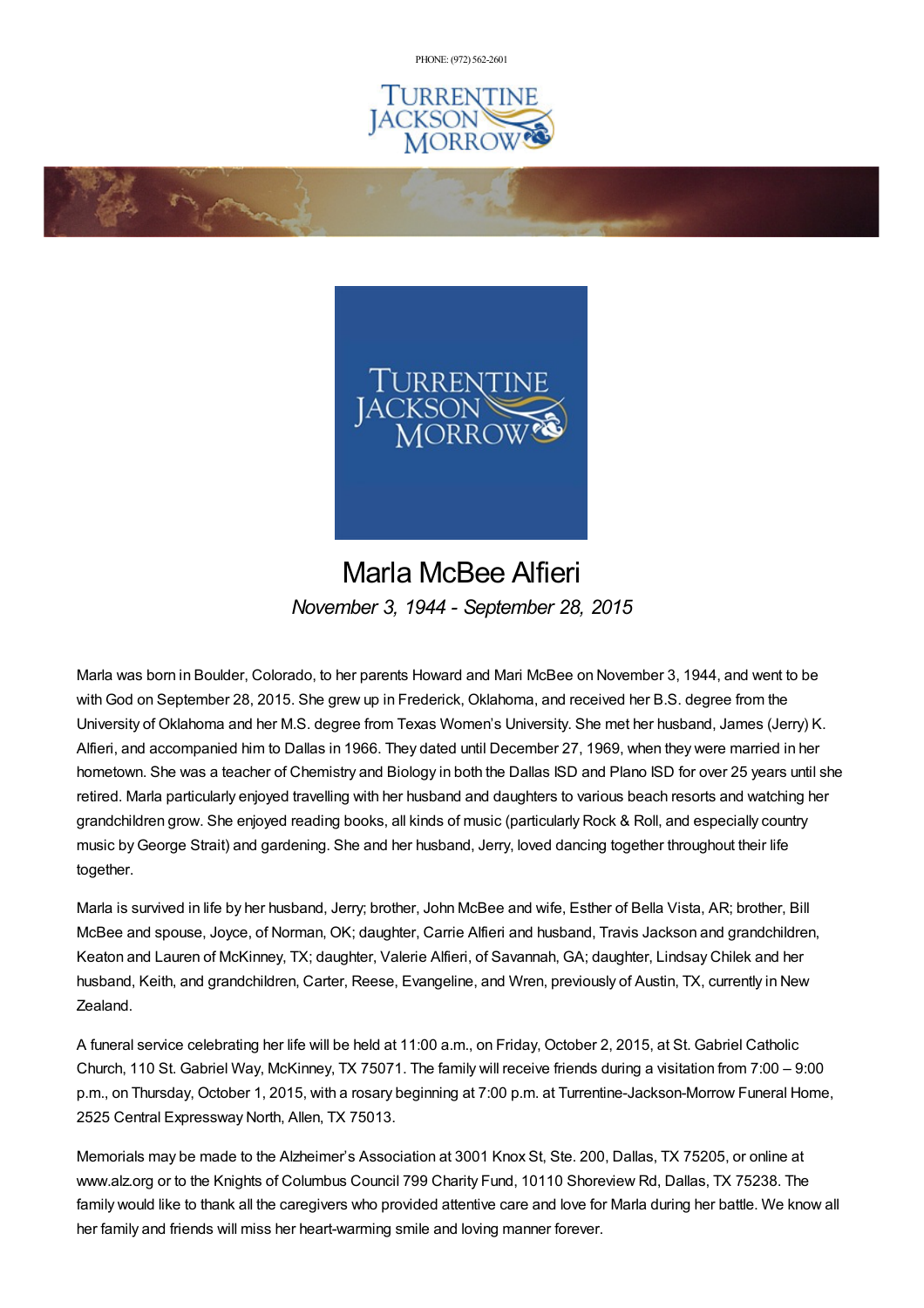PHONE: (972) 562-2601

# Marla McBee Alfieri

*November 3, 1944 - September 28, 2015*

Marla was born in Boulder, Colorado, to her parents Howard and Mari McBee on November 3, 1944, and went to be with God on September 28, 2015. She grew up in Frederick, Oklahoma, and received her B.S. degree from the University of Oklahoma and her M.S. degree from Texas Women's University. She met her husband, James (Jerry) K. Alfieri, and accompanied him to Dallas in 1966. They dated until December 27, 1969, when they were married in her hometown. She was a teacher of Chemistry and Biology in both the Dallas ISD and Plano ISD for over 25 years until she retired. Marla particularly enjoyed travelling with her husband and daughters to various beach resorts and watching her grandchildren grow. She enjoyed reading books, all kinds of music (particularly Rock & Roll, and especially country music by George Strait) and gardening. She and her husband, Jerry, loved dancing together throughout their life together.

Marla is survived in life by her husband, Jerry; brother, John McBee and wife, Esther of Bella Vista, AR; brother, Bill McBee and spouse, Joyce, of Norman, OK; daughter, Carrie Alfieri and husband, Travis Jackson and grandchildren, Keaton and Lauren of McKinney, TX; daughter, Valerie Alfieri, of Savannah, GA; daughter, Lindsay Chilek and her husband, Keith, and grandchildren, Carter, Reese, Evangeline, and Wren, previously of Austin, TX, currently in New Zealand.

A funeral service celebrating her life will be held at 11:00 a.m., on Friday, October 2, 2015, at St. Gabriel Catholic Church, 110 St. Gabriel Way, McKinney, TX 75071. The family will receive friends during a visitation from 7:00 – 9:00 p.m., on Thursday, October 1, 2015, with a rosary beginning at 7:00 p.m. at Turrentine-Jackson-Morrow Funeral Home, 2525 Central Expressway North, Allen, TX 75013.

Memorials may be made to the Alzheimer's Association at 3001 Knox St, Ste. 200, Dallas, TX 75205, or online at www.alz.org or to the Knights of Columbus Council 799 Charity Fund, 10110 Shoreview Rd, Dallas, TX 75238. The family would like to thank all the caregivers who provided attentive care and love for Marla during her battle. We know all her family and friends will miss her heart-warming smile and loving manner forever.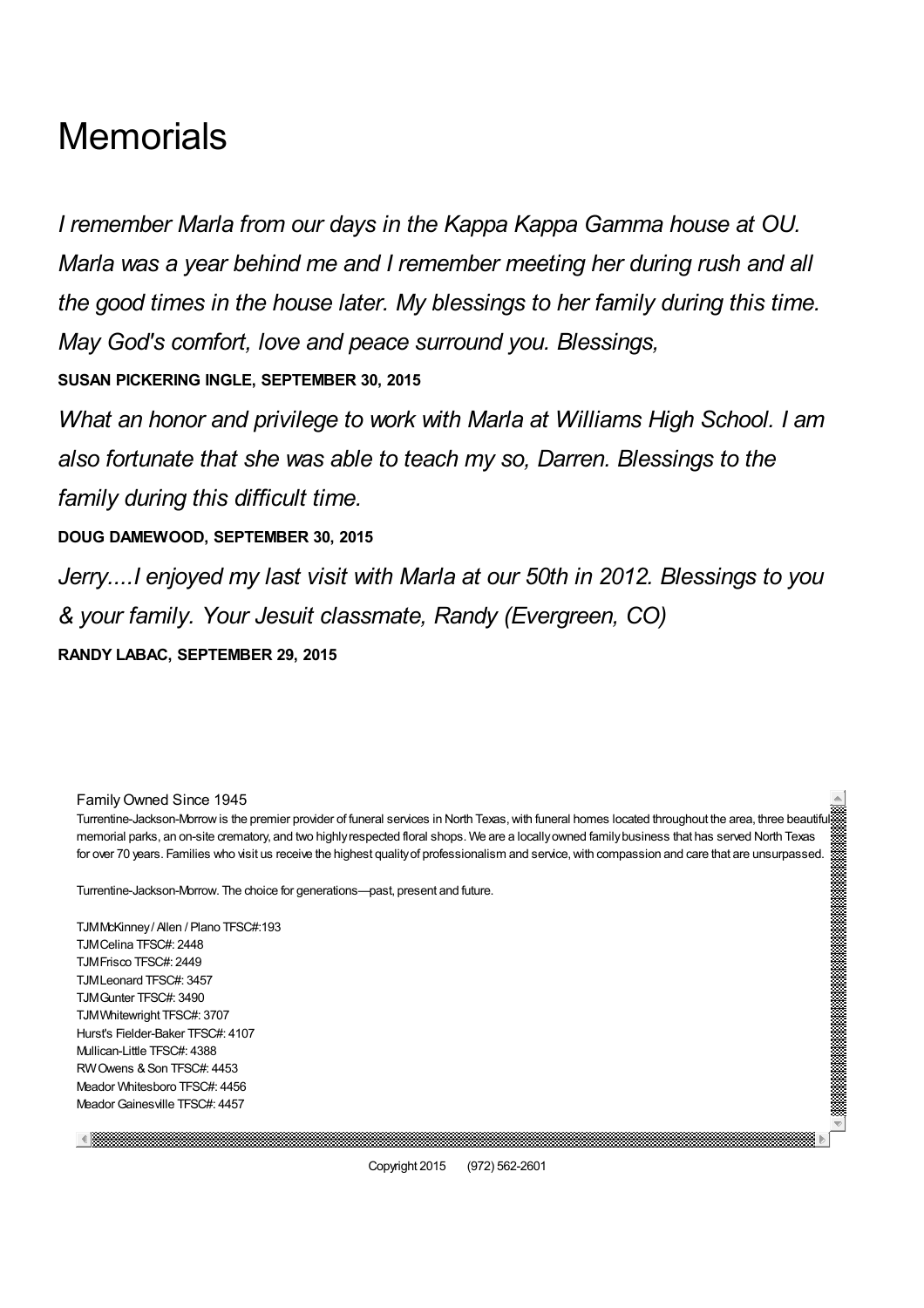# Memorials

*I remember Marla from our days in the Kappa Kappa Gamma house at OU. Marla was a year behind me and I remember meeting her during rush and all the good times in the house later. My blessings to her family during this time. May God's comfort, love and peace surround you. Blessings,*

**SUSAN PICKERING INGLE, SEPTEMBER 30, 2015**

*What an honor and privilege to work with Marla at Williams High School. I am also fortunate that she was able to teach my so, Darren. Blessings to the family during this difficult time.*

**DOUG DAMEWOOD, SEPTEMBER 30, 2015**

*Jerry....I enjoyed my last visit with Marla at our 50th in 2012. Blessings to you & your family. Your Jesuit classmate, Randy (Evergreen, CO)*

**RANDY LABAC, SEPTEMBER 29, 2015**

Family Owned Since 1945

Turrentine-Jackson-Morrow is the premier provider of funeral services in North Texas, with funeral homes located throughout the area, three beautiful memorial parks, an on-site crematory, and two highly respected floral shops. We are a locally owned family business that has served North Texas for over 70 years. Families who visit us receive the highest quality of professionalism and service, with compassion and care that are unsurpassed.

Turrentine-Jackson-Morrow. The choice for generations—past, present and future.

TJM McKinney / Allen / Plano TFSC#:193
TJM Celina TFSC#: 2448
TJM Frisco TFSC#: 2449
TJM Leonard TFSC#: 3457
TJM Gunter TFSC#: 3490
TJM Whitewright TFSC#: 3707
Hurst's Fielder-Baker TFSC#: 4107
Mullican-Little TFSC#: 4388
RW Owens & Son TFSC#: 4453
Meador Whitesboro TFSC#: 4456
Meador Gainesville TFSC#: 4457

Copyright 2015 (972) 562-2601